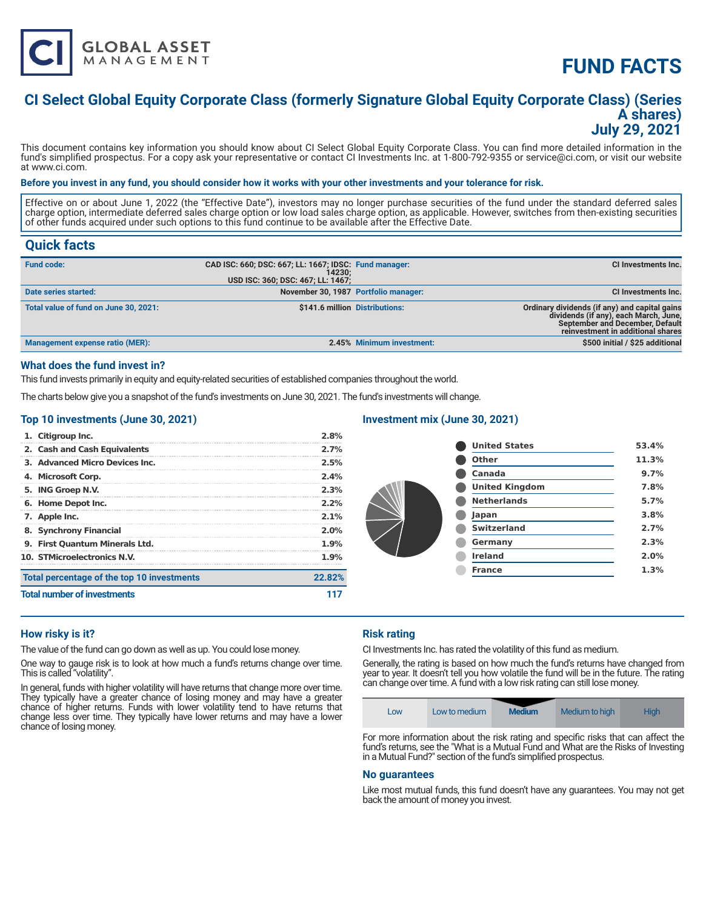# FUND FACTS

## CI Select Global Equity Corporate Class (formerly Signature Global Equity Corporate Class) (Series A shares)
## July 29, 2021

This document contains key information you should know about CI Select Global Equity Corporate Class. You can find more detailed information in the fund's simplified prospectus. For a copy ask your representative or contact CI Investments Inc. at 1-800-792-9355 or service@ci.com, or visit our website at www.ci.com.

**Before you invest in any fund, you should consider how it works with your other investments and your tolerance for risk.**

Effective on or about June 1, 2022 (the "Effective Date"), investors may no longer purchase securities of the fund under the standard deferred sales charge option, intermediate deferred sales charge option or low load sales charge option, as applicable. However, switches from then-existing securities of other funds acquired under such options to this fund continue to be available after the Effective Date.

## Quick facts

| | | | |
|---|---|---|---|
| **Fund code:** | CAD ISC: 660; DSC: 667; LL: 1667; IDSC: 14230; USD ISC: 360; DSC: 467; LL: 1467; | **Fund manager:** | CI Investments Inc. |
| **Date series started:** | November 30, 1987 | **Portfolio manager:** | CI Investments Inc. |
| **Total value of fund on June 30, 2021:** | $141.6 million | **Distributions:** | Ordinary dividends (if any) and capital gains dividends (if any), each March, June, September and December, Default reinvestment in additional shares |
| **Management expense ratio (MER):** | 2.45% | **Minimum investment:** | $500 initial / $25 additional |

### What does the fund invest in?

This fund invests primarily in equity and equity-related securities of established companies throughout the world.

The charts below give you a snapshot of the fund's investments on June 30, 2021. The fund's investments will change.

### Top 10 investments (June 30, 2021)

| | |
|---|---|
| 1. Citigroup Inc. | 2.8% |
| 2. Cash and Cash Equivalents | 2.7% |
| 3. Advanced Micro Devices Inc. | 2.5% |
| 4. Microsoft Corp. | 2.4% |
| 5. ING Groep N.V. | 2.3% |
| 6. Home Depot Inc. | 2.2% |
| 7. Apple Inc. | 2.1% |
| 8. Synchrony Financial | 2.0% |
| 9. First Quantum Minerals Ltd. | 1.9% |
| 10. STMicroelectronics N.V. | 1.9% |
| **Total percentage of the top 10 investments** | **22.82%** |
| **Total number of investments** | **117** |

### Investment mix (June 30, 2021)

| | |
|---|---|
| United States | 53.4% |
| Other | 11.3% |
| Canada | 9.7% |
| United Kingdom | 7.8% |
| Netherlands | 5.7% |
| Japan | 3.8% |
| Switzerland | 2.7% |
| Germany | 2.3% |
| Ireland | 2.0% |
| France | 1.3% |

### How risky is it?

The value of the fund can go down as well as up. You could lose money.

One way to gauge risk is to look at how much a fund's returns change over time. This is called "volatility".

In general, funds with higher volatility will have returns that change more over time. They typically have a greater chance of losing money and may have a greater chance of higher returns. Funds with lower volatility tend to have returns that change less over time. They typically have lower returns and may have a lower chance of losing money.

### Risk rating

CI Investments Inc. has rated the volatility of this fund as medium.

Generally, the rating is based on how much the fund's returns have changed from year to year. It doesn't tell you how volatile the fund will be in the future. The rating can change over time. A fund with a low risk rating can still lose money.

| Low | Low to medium | **Medium** | Medium to high | High |
|---|---|---|---|---|

For more information about the risk rating and specific risks that can affect the fund's returns, see the "What is a Mutual Fund and What are the Risks of Investing in a Mutual Fund?" section of the fund's simplified prospectus.

### No guarantees

Like most mutual funds, this fund doesn't have any guarantees. You may not get back the amount of money you invest.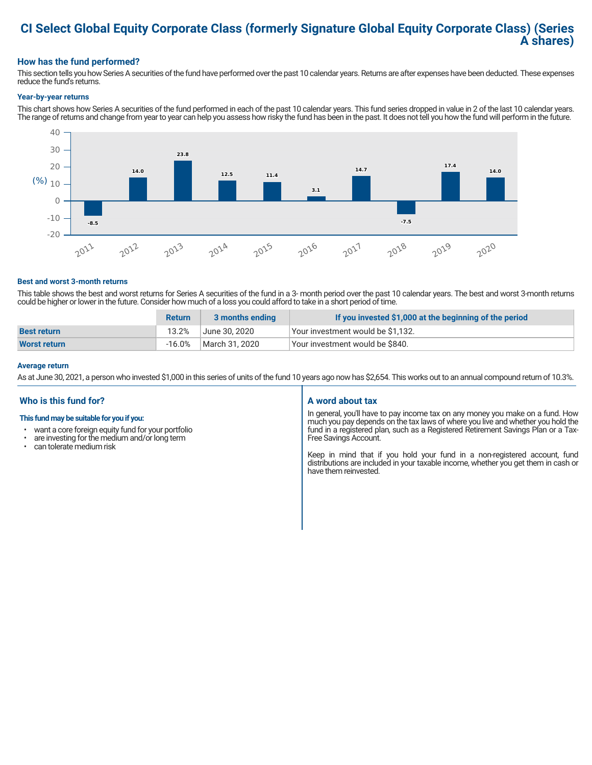# CI Select Global Equity Corporate Class (formerly Signature Global Equity Corporate Class) (Series A shares)

## How has the fund performed?

This section tells you how Series A securities of the fund have performed over the past 10 calendar years. Returns are after expenses have been deducted. These expenses reduce the fund's returns.

### Year-by-year returns

This chart shows how Series A securities of the fund performed in each of the past 10 calendar years. This fund series dropped in value in 2 of the last 10 calendar years. The range of returns and change from year to year can help you assess how risky the fund has been in the past. It does not tell you how the fund will perform in the future.

| Year | 2011 | 2012 | 2013 | 2014 | 2015 | 2016 | 2017 | 2018 | 2019 | 2020 |
|---|---|---|---|---|---|---|---|---|---|---|
| Return (%) | -8.5 | 14.0 | 23.8 | 12.5 | 11.4 | 3.1 | 14.7 | -7.5 | 17.4 | 14.0 |

### Best and worst 3-month returns

This table shows the best and worst returns for Series A securities of the fund in a 3- month period over the past 10 calendar years. The best and worst 3-month returns could be higher or lower in the future. Consider how much of a loss you could afford to take in a short period of time.

| | Return | 3 months ending | If you invested $1,000 at the beginning of the period |
|---|---|---|---|
| **Best return** | 13.2% | June 30, 2020 | Your investment would be $1,132. |
| **Worst return** | -16.0% | March 31, 2020 | Your investment would be $840. |

### Average return

As at June 30, 2021, a person who invested $1,000 in this series of units of the fund 10 years ago now has $2,654. This works out to an annual compound return of 10.3%.

## Who is this fund for?

**This fund may be suitable for you if you:**

- want a core foreign equity fund for your portfolio
- are investing for the medium and/or long term
- can tolerate medium risk

## A word about tax

In general, you'll have to pay income tax on any money you make on a fund. How much you pay depends on the tax laws of where you live and whether you hold the fund in a registered plan, such as a Registered Retirement Savings Plan or a Tax-Free Savings Account.

Keep in mind that if you hold your fund in a non-registered account, fund distributions are included in your taxable income, whether you get them in cash or have them reinvested.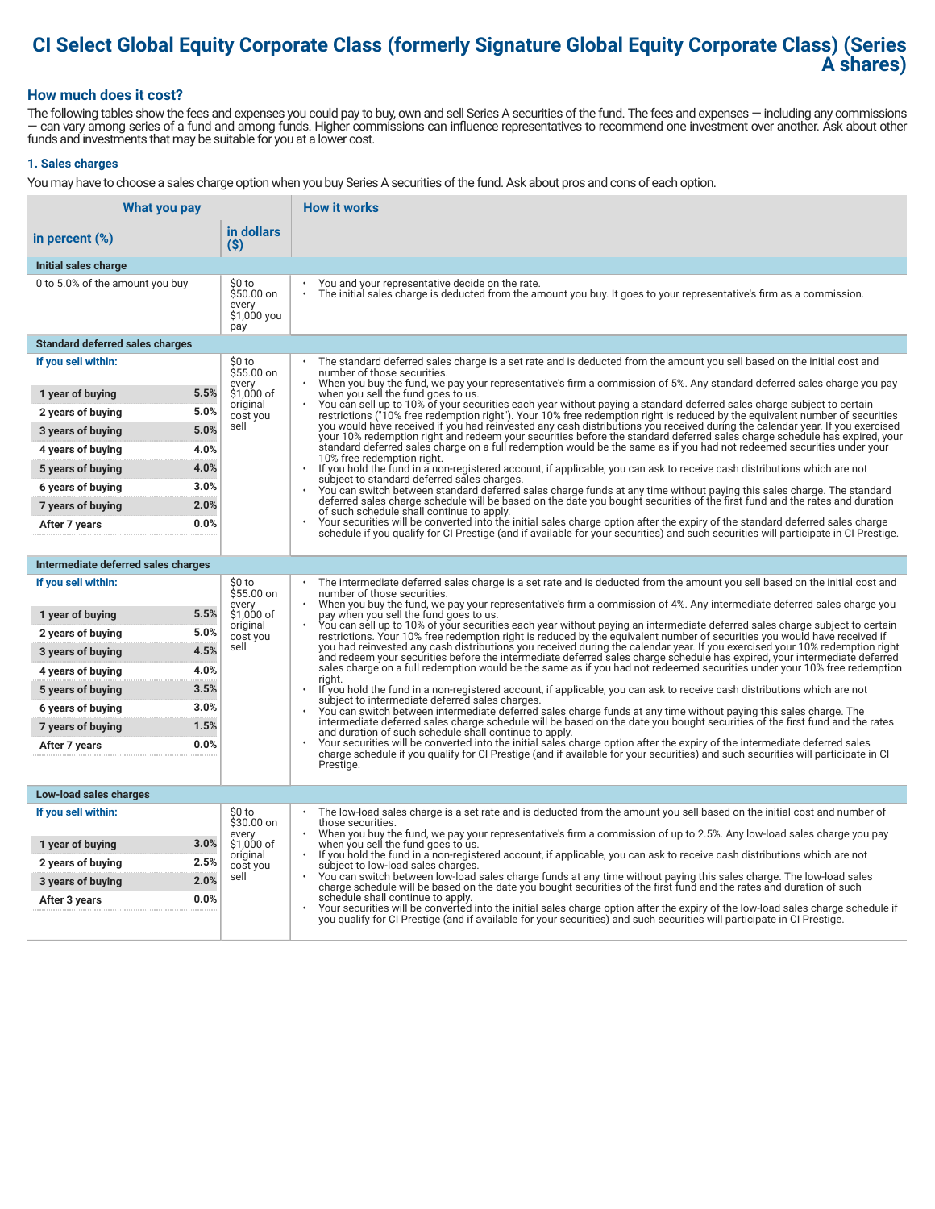# CI Select Global Equity Corporate Class (formerly Signature Global Equity Corporate Class) (Series A shares)

## How much does it cost?

The following tables show the fees and expenses you could pay to buy, own and sell Series A securities of the fund. The fees and expenses — including any commissions — can vary among series of a fund and among funds. Higher commissions can influence representatives to recommend one investment over another. Ask about other funds and investments that may be suitable for you at a lower cost.

### 1. Sales charges

You may have to choose a sales charge option when you buy Series A securities of the fund. Ask about pros and cons of each option.

| What you pay | | | How it works |
|---|---|---|---|
| in percent (%) | | in dollars ($) | |
| **Initial sales charge** | | | |
| 0 to 5.0% of the amount you buy | | $0 to $50.00 on every $1,000 you pay | • You and your representative decide on the rate.<br>• The initial sales charge is deducted from the amount you buy. It goes to your representative's firm as a commission. |
| **Standard deferred sales charges** | | | |
| **If you sell within:** | | $0 to $55.00 on every $1,000 of original cost you sell | • The standard deferred sales charge is a set rate and is deducted from the amount you sell based on the initial cost and number of those securities.<br>• When you buy the fund, we pay your representative's firm a commission of 5%. Any standard deferred sales charge you pay when you sell the fund goes to us.<br>• You can sell up to 10% of your securities each year without paying a standard deferred sales charge subject to certain restrictions ("10% free redemption right"). Your 10% free redemption right is reduced by the equivalent number of securities you would have received if you had reinvested any cash distributions you received during the calendar year. If you exercised your 10% redemption right and redeem your securities before the standard deferred sales charge schedule has expired, your standard deferred sales charge on a full redemption would be the same as if you had not redeemed securities under your 10% free redemption right.<br>• If you hold the fund in a non-registered account, if applicable, you can ask to receive cash distributions which are not subject to standard deferred sales charges.<br>• You can switch between standard deferred sales charge funds at any time without paying this sales charge. The standard deferred sales charge schedule will be based on the date you bought securities of the first fund and the rates and duration of such schedule shall continue to apply.<br>• Your securities will be converted into the initial sales charge option after the expiry of the standard deferred sales charge schedule if you qualify for CI Prestige (and if available for your securities) and such securities will participate in CI Prestige. |
| 1 year of buying | 5.5% | | |
| 2 years of buying | 5.0% | | |
| 3 years of buying | 5.0% | | |
| 4 years of buying | 4.0% | | |
| 5 years of buying | 4.0% | | |
| 6 years of buying | 3.0% | | |
| 7 years of buying | 2.0% | | |
| After 7 years | 0.0% | | |
| **Intermediate deferred sales charges** | | | |
| **If you sell within:** | | $0 to $55.00 on every $1,000 of original cost you sell | • The intermediate deferred sales charge is a set rate and is deducted from the amount you sell based on the initial cost and number of those securities.<br>• When you buy the fund, we pay your representative's firm a commission of 4%. Any intermediate deferred sales charge you pay when you sell the fund goes to us.<br>• You can sell up to 10% of your securities each year without paying an intermediate deferred sales charge subject to certain restrictions. Your 10% free redemption right is reduced by the equivalent number of securities you would have received if you had reinvested any cash distributions you received during the calendar year. If you exercised your 10% redemption right and redeem your securities before the intermediate deferred sales charge schedule has expired, your intermediate deferred sales charge on a full redemption would be the same as if you had not redeemed securities under your 10% free redemption right.<br>• If you hold the fund in a non-registered account, if applicable, you can ask to receive cash distributions which are not subject to intermediate deferred sales charges.<br>• You can switch between intermediate deferred sales charge funds at any time without paying this sales charge. The intermediate deferred sales charge schedule will be based on the date you bought securities of the first fund and the rates and duration of such schedule shall continue to apply.<br>• Your securities will be converted into the initial sales charge option after the expiry of the intermediate deferred sales charge schedule if you qualify for CI Prestige (and if available for your securities) and such securities will participate in CI Prestige. |
| 1 year of buying | 5.5% | | |
| 2 years of buying | 5.0% | | |
| 3 years of buying | 4.5% | | |
| 4 years of buying | 4.0% | | |
| 5 years of buying | 3.5% | | |
| 6 years of buying | 3.0% | | |
| 7 years of buying | 1.5% | | |
| After 7 years | 0.0% | | |
| **Low-load sales charges** | | | |
| **If you sell within:** | | $0 to $30.00 on every $1,000 of original cost you sell | • The low-load sales charge is a set rate and is deducted from the amount you sell based on the initial cost and number of those securities.<br>• When you buy the fund, we pay your representative's firm a commission of up to 2.5%. Any low-load sales charge you pay when you sell the fund goes to us.<br>• If you hold the fund in a non-registered account, if applicable, you can ask to receive cash distributions which are not subject to low-load sales charges.<br>• You can switch between low-load sales charge funds at any time without paying this sales charge. The low-load sales charge schedule will be based on the date you bought securities of the first fund and the rates and duration of such schedule shall continue to apply.<br>• Your securities will be converted into the initial sales charge option after the expiry of the low-load sales charge schedule if you qualify for CI Prestige (and if available for your securities) and such securities will participate in CI Prestige. |
| 1 year of buying | 3.0% | | |
| 2 years of buying | 2.5% | | |
| 3 years of buying | 2.0% | | |
| After 3 years | 0.0% | | |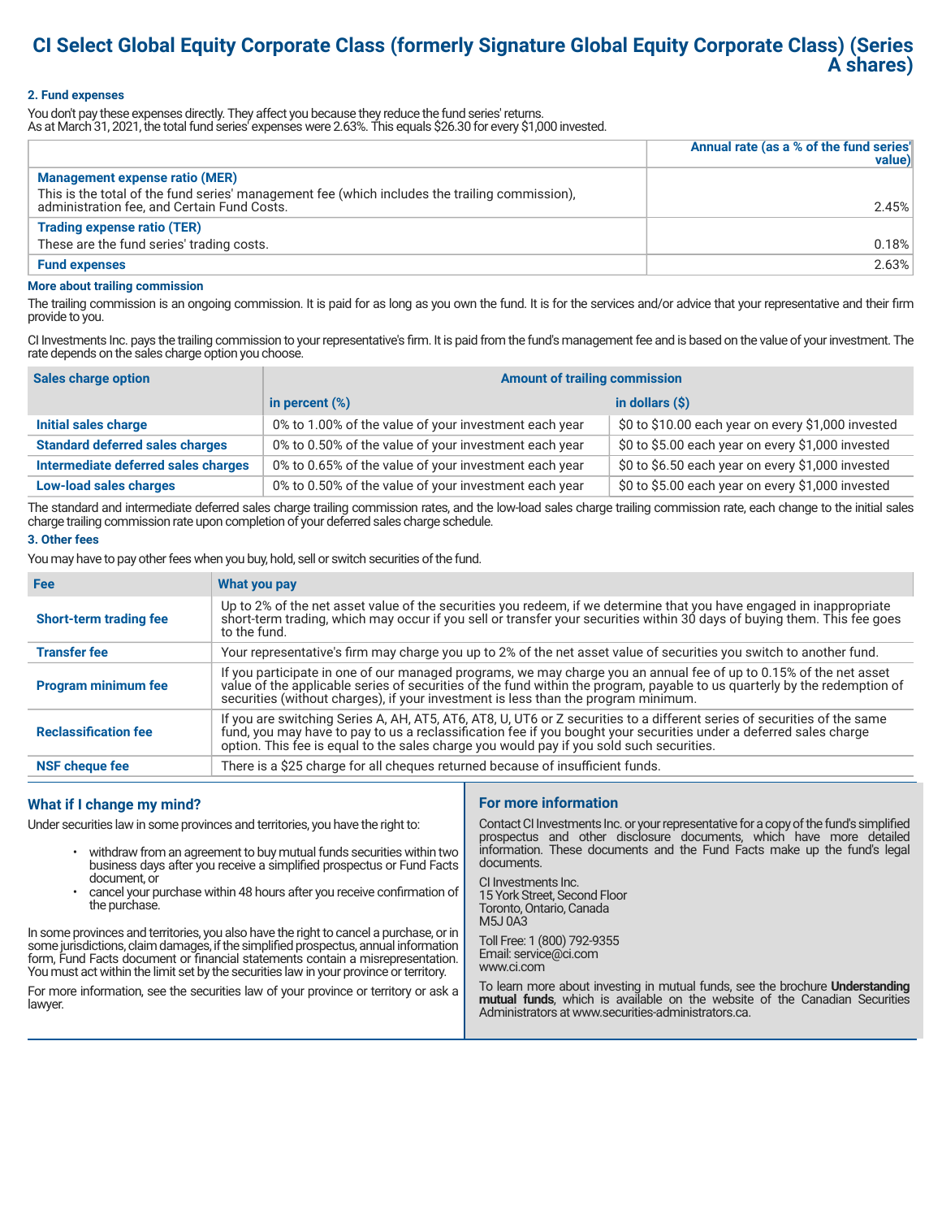# CI Select Global Equity Corporate Class (formerly Signature Global Equity Corporate Class) (Series A shares)

### 2. Fund expenses

You don't pay these expenses directly. They affect you because they reduce the fund series' returns.
As at March 31, 2021, the total fund series' expenses were 2.63%. This equals $26.30 for every $1,000 invested.

| | Annual rate (as a % of the fund series' value) |
|---|---|
| **Management expense ratio (MER)**<br>This is the total of the fund series' management fee (which includes the trailing commission), administration fee, and Certain Fund Costs. | 2.45% |
| **Trading expense ratio (TER)**<br>These are the fund series' trading costs. | 0.18% |
| **Fund expenses** | 2.63% |

#### More about trailing commission

The trailing commission is an ongoing commission. It is paid for as long as you own the fund. It is for the services and/or advice that your representative and their firm provide to you.

CI Investments Inc. pays the trailing commission to your representative's firm. It is paid from the fund's management fee and is based on the value of your investment. The rate depends on the sales charge option you choose.

| Sales charge option | Amount of trailing commission | |
|---|---|---|
| | in percent (%) | in dollars ($) |
| Initial sales charge | 0% to 1.00% of the value of your investment each year | $0 to $10.00 each year on every $1,000 invested |
| Standard deferred sales charges | 0% to 0.50% of the value of your investment each year | $0 to $5.00 each year on every $1,000 invested |
| Intermediate deferred sales charges | 0% to 0.65% of the value of your investment each year | $0 to $6.50 each year on every $1,000 invested |
| Low-load sales charges | 0% to 0.50% of the value of your investment each year | $0 to $5.00 each year on every $1,000 invested |

The standard and intermediate deferred sales charge trailing commission rates, and the low-load sales charge trailing commission rate, each change to the initial sales charge trailing commission rate upon completion of your deferred sales charge schedule.

### 3. Other fees

You may have to pay other fees when you buy, hold, sell or switch securities of the fund.

| Fee | What you pay |
|---|---|
| Short-term trading fee | Up to 2% of the net asset value of the securities you redeem, if we determine that you have engaged in inappropriate short-term trading, which may occur if you sell or transfer your securities within 30 days of buying them. This fee goes to the fund. |
| Transfer fee | Your representative's firm may charge you up to 2% of the net asset value of securities you switch to another fund. |
| Program minimum fee | If you participate in one of our managed programs, we may charge you an annual fee of up to 0.15% of the net asset value of the applicable series of securities of the fund within the program, payable to us quarterly by the redemption of securities (without charges), if your investment is less than the program minimum. |
| Reclassification fee | If you are switching Series A, AH, AT5, AT6, AT8, U, UT6 or Z securities to a different series of securities of the same fund, you may have to pay to us a reclassification fee if you bought your securities under a deferred sales charge option. This fee is equal to the sales charge you would pay if you sold such securities. |
| NSF cheque fee | There is a $25 charge for all cheques returned because of insufficient funds. |

## What if I change my mind?

Under securities law in some provinces and territories, you have the right to:

- withdraw from an agreement to buy mutual funds securities within two business days after you receive a simplified prospectus or Fund Facts document, or
- cancel your purchase within 48 hours after you receive confirmation of the purchase.

In some provinces and territories, you also have the right to cancel a purchase, or in some jurisdictions, claim damages, if the simplified prospectus, annual information form, Fund Facts document or financial statements contain a misrepresentation. You must act within the limit set by the securities law in your province or territory.

For more information, see the securities law of your province or territory or ask a lawyer.

## For more information

Contact CI Investments Inc. or your representative for a copy of the fund's simplified prospectus and other disclosure documents, which have more detailed information. These documents and the Fund Facts make up the fund's legal documents.

CI Investments Inc.
15 York Street, Second Floor
Toronto, Ontario, Canada
M5J 0A3

Toll Free: 1 (800) 792-9355
Email: service@ci.com
www.ci.com

To learn more about investing in mutual funds, see the brochure **Understanding mutual funds**, which is available on the website of the Canadian Securities Administrators at www.securities-administrators.ca.